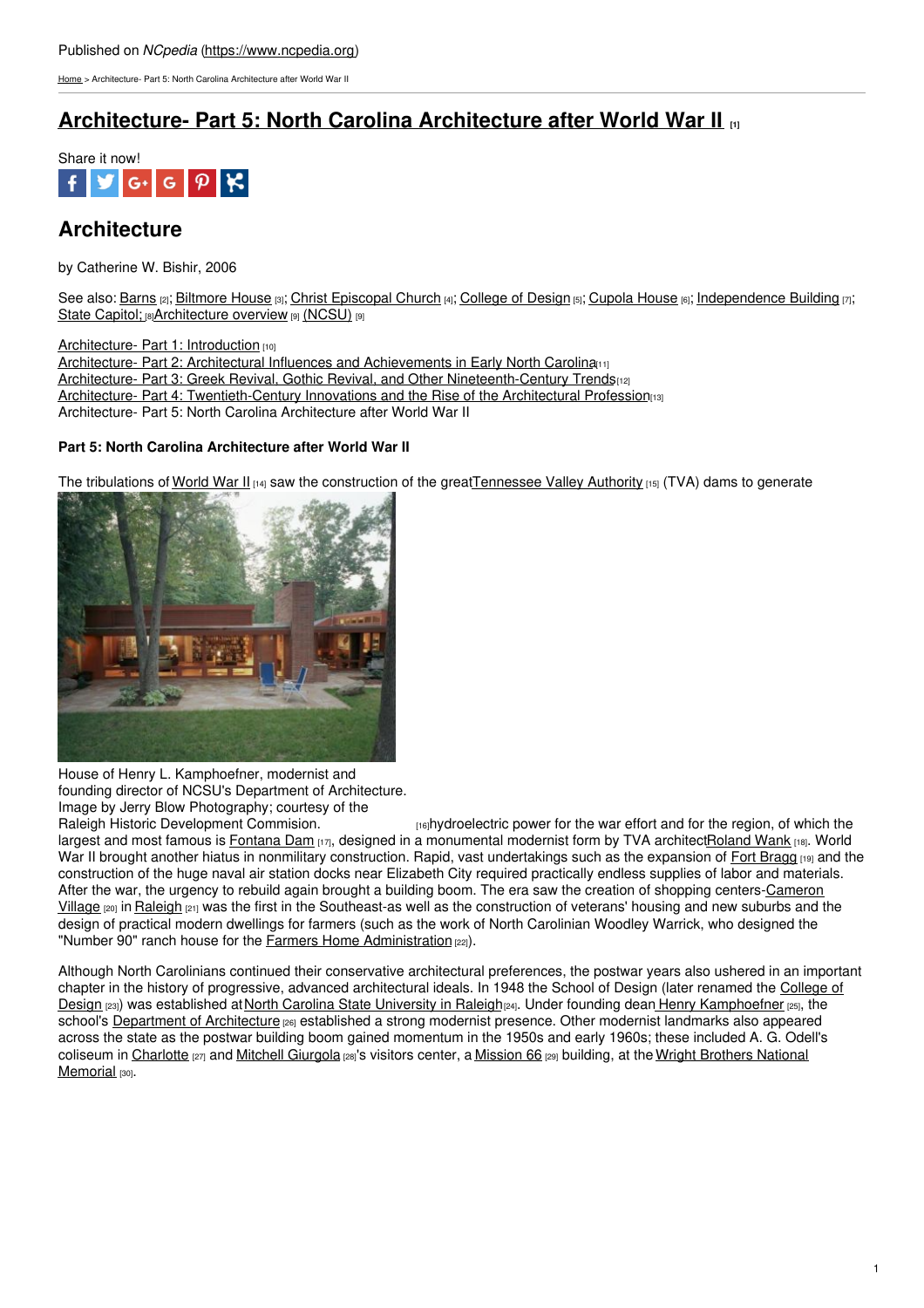Published on *NCpedia* (https://www.ncpedia.org)

Home > Architecture- Part 5: North Carolina Architecture after World War II

# Architecture- Part 5: North Carolina Architecture after World War II [1]

Share it now!

## Architecture

by Catherine W. Bishir, 2006

See also: Barns [2]; Biltmore House [3]; Christ Episcopal Church [4]; College of Design [5]; Cupola House [6]; Independence Building [7]; State Capitol; [8]Architecture overview [9] (NCSU) [9]

Architecture- Part 1: Introduction [10]
Architecture- Part 2: Architectural Influences and Achievements in Early North Carolina [11]
Architecture- Part 3: Greek Revival, Gothic Revival, and Other Nineteenth-Century Trends [12]
Architecture- Part 4: Twentieth-Century Innovations and the Rise of the Architectural Profession [13]
Architecture- Part 5: North Carolina Architecture after World War II

**Part 5: North Carolina Architecture after World War II**

The tribulations of World War II [14] saw the construction of the great Tennessee Valley Authority [15] (TVA) dams to generate

House of Henry L. Kamphoefner, modernist and founding director of NCSU's Department of Architecture. Image by Jerry Blow Photography; courtesy of the Raleigh Historic Development Commision. [16]

hydroelectric power for the war effort and for the region, of which the largest and most famous is Fontana Dam [17], designed in a monumental modernist form by TVA architect Roland Wank [18]. World War II brought another hiatus in nonmilitary construction. Rapid, vast undertakings such as the expansion of Fort Bragg [19] and the construction of the huge naval air station docks near Elizabeth City required practically endless supplies of labor and materials. After the war, the urgency to rebuild again brought a building boom. The era saw the creation of shopping centers-Cameron Village [20] in Raleigh [21] was the first in the Southeast-as well as the construction of veterans' housing and new suburbs and the design of practical modern dwellings for farmers (such as the work of North Carolinian Woodley Warrick, who designed the "Number 90" ranch house for the Farmers Home Administration [22]).

Although North Carolinians continued their conservative architectural preferences, the postwar years also ushered in an important chapter in the history of progressive, advanced architectural ideals. In 1948 the School of Design (later renamed the College of Design [23]) was established at North Carolina State University in Raleigh [24]. Under founding dean Henry Kamphoefner [25], the school's Department of Architecture [26] established a strong modernist presence. Other modernist landmarks also appeared across the state as the postwar building boom gained momentum in the 1950s and early 1960s; these included A. G. Odell's coliseum in Charlotte [27] and Mitchell Giurgola [28]'s visitors center, a Mission 66 [29] building, at the Wright Brothers National Memorial [30].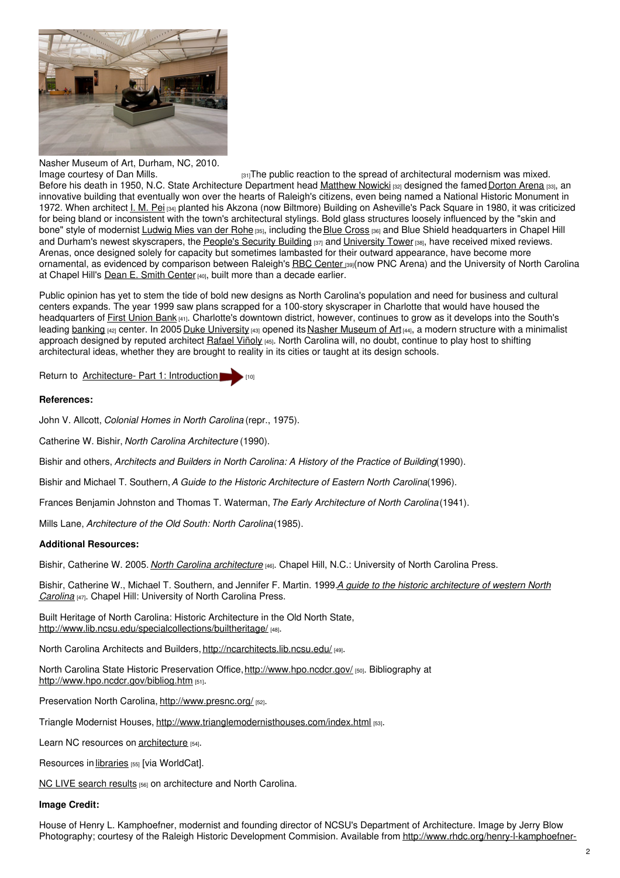Nasher Museum of Art, Durham, NC, 2010.
Image courtesy of Dan Mills. [31]

The public reaction to the spread of architectural modernism was mixed. Before his death in 1950, N.C. State Architecture Department head Matthew Nowicki [32] designed the famed Dorton Arena [33], an innovative building that eventually won over the hearts of Raleigh's citizens, even being named a National Historic Monument in 1972. When architect I. M. Pei [34] planted his Akzona (now Biltmore) Building on Asheville's Pack Square in 1980, it was criticized for being bland or inconsistent with the town's architectural stylings. Bold glass structures loosely influenced by the "skin and bone" style of modernist Ludwig Mies van der Rohe [35], including the Blue Cross [36] and Blue Shield headquarters in Chapel Hill and Durham's newest skyscrapers, the People's Security Building [37] and University Tower [38], have received mixed reviews. Arenas, once designed solely for capacity but sometimes lambasted for their outward appearance, have become more ornamental, as evidenced by comparison between Raleigh's RBC Center [39](now PNC Arena) and the University of North Carolina at Chapel Hill's Dean E. Smith Center [40], built more than a decade earlier.

Public opinion has yet to stem the tide of bold new designs as North Carolina's population and need for business and cultural centers expands. The year 1999 saw plans scrapped for a 100-story skyscraper in Charlotte that would have housed the headquarters of First Union Bank [41]. Charlotte's downtown district, however, continues to grow as it develops into the South's leading banking [42] center. In 2005 Duke University [43] opened its Nasher Museum of Art [44], a modern structure with a minimalist approach designed by reputed architect Rafael Viñoly [45]. North Carolina will, no doubt, continue to play host to shifting architectural ideas, whether they are brought to reality in its cities or taught at its design schools.

Return to Architecture- Part 1: Introduction [10]

**References:**

John V. Allcott, *Colonial Homes in North Carolina* (repr., 1975).

Catherine W. Bishir, *North Carolina Architecture* (1990).

Bishir and others, *Architects and Builders in North Carolina: A History of the Practice of Building*(1990).

Bishir and Michael T. Southern, *A Guide to the Historic Architecture of Eastern North Carolina*(1996).

Frances Benjamin Johnston and Thomas T. Waterman, *The Early Architecture of North Carolina* (1941).

Mills Lane, *Architecture of the Old South: North Carolina*(1985).

**Additional Resources:**

Bishir, Catherine W. 2005. *North Carolina architecture* [46]. Chapel Hill, N.C.: University of North Carolina Press.

Bishir, Catherine W., Michael T. Southern, and Jennifer F. Martin. 1999.*A guide to the historic architecture of western North Carolina* [47]. Chapel Hill: University of North Carolina Press.

Built Heritage of North Carolina: Historic Architecture in the Old North State, http://www.lib.ncsu.edu/specialcollections/builtheritage/ [48].

North Carolina Architects and Builders, http://ncarchitects.lib.ncsu.edu/ [49].

North Carolina State Historic Preservation Office, http://www.hpo.ncdcr.gov/ [50]. Bibliography at http://www.hpo.ncdcr.gov/bibliog.htm [51].

Preservation North Carolina, http://www.presnc.org/ [52].

Triangle Modernist Houses, http://www.trianglemodernisthouses.com/index.html [53].

Learn NC resources on architecture [54].

Resources in libraries [55] [via WorldCat].

NC LIVE search results [56] on architecture and North Carolina.

**Image Credit:**

House of Henry L. Kamphoefner, modernist and founding director of NCSU's Department of Architecture. Image by Jerry Blow Photography; courtesy of the Raleigh Historic Development Commision. Available from http://www.rhdc.org/henry-l-kamphoefner-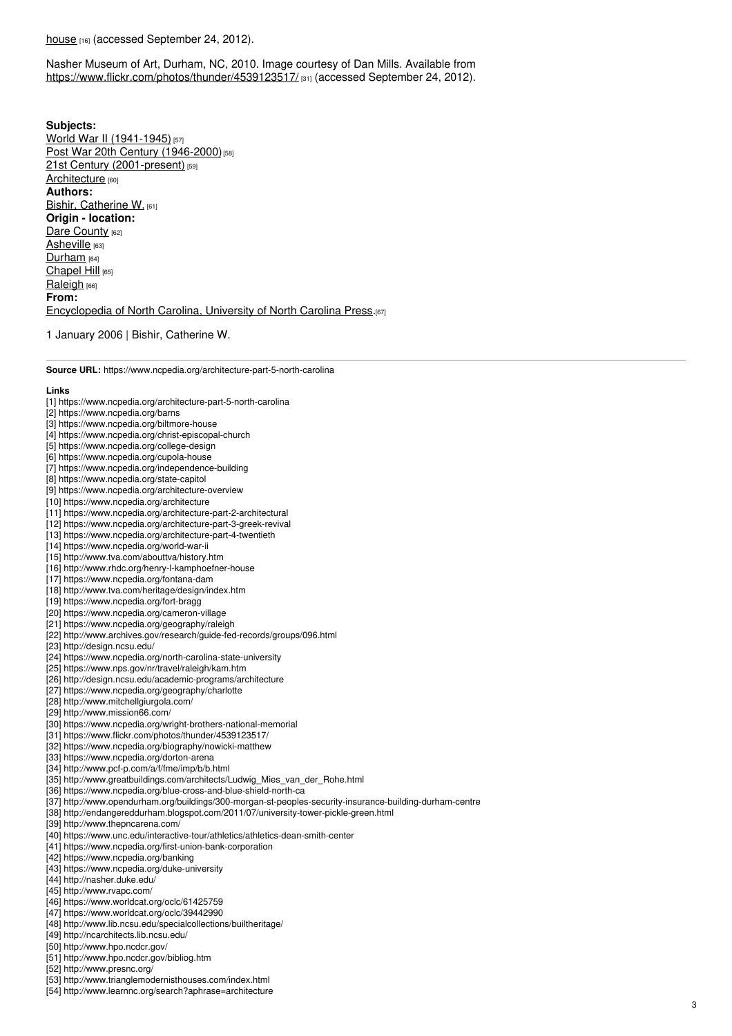house [16] (accessed September 24, 2012).

Nasher Museum of Art, Durham, NC, 2010. Image courtesy of Dan Mills. Available from https://www.flickr.com/photos/thunder/4539123517/ [31] (accessed September 24, 2012).

**Subjects:**
World War II (1941-1945) [57]
Post War 20th Century (1946-2000) [58]
21st Century (2001-present) [59]
Architecture [60]
**Authors:**
Bishir, Catherine W. [61]
**Origin - location:**
Dare County [62]
Asheville [63]
Durham [64]
Chapel Hill [65]
Raleigh [66]
**From:**
Encyclopedia of North Carolina, University of North Carolina Press.[67]

1 January 2006 | Bishir, Catherine W.

---

**Source URL:** https://www.ncpedia.org/architecture-part-5-north-carolina

**Links**
[1] https://www.ncpedia.org/architecture-part-5-north-carolina
[2] https://www.ncpedia.org/barns
[3] https://www.ncpedia.org/biltmore-house
[4] https://www.ncpedia.org/christ-episcopal-church
[5] https://www.ncpedia.org/college-design
[6] https://www.ncpedia.org/cupola-house
[7] https://www.ncpedia.org/independence-building
[8] https://www.ncpedia.org/state-capitol
[9] https://www.ncpedia.org/architecture-overview
[10] https://www.ncpedia.org/architecture
[11] https://www.ncpedia.org/architecture-part-2-architectural
[12] https://www.ncpedia.org/architecture-part-3-greek-revival
[13] https://www.ncpedia.org/architecture-part-4-twentieth
[14] https://www.ncpedia.org/world-war-ii
[15] http://www.tva.com/abouttva/history.htm
[16] http://www.rhdc.org/henry-l-kamphoefner-house
[17] https://www.ncpedia.org/fontana-dam
[18] http://www.tva.com/heritage/design/index.htm
[19] https://www.ncpedia.org/fort-bragg
[20] https://www.ncpedia.org/cameron-village
[21] https://www.ncpedia.org/geography/raleigh
[22] http://www.archives.gov/research/guide-fed-records/groups/096.html
[23] http://design.ncsu.edu/
[24] https://www.ncpedia.org/north-carolina-state-university
[25] https://www.nps.gov/nr/travel/raleigh/kam.htm
[26] http://design.ncsu.edu/academic-programs/architecture
[27] https://www.ncpedia.org/geography/charlotte
[28] http://www.mitchellgiurgola.com/
[29] http://www.mission66.com/
[30] https://www.ncpedia.org/wright-brothers-national-memorial
[31] https://www.flickr.com/photos/thunder/4539123517/
[32] https://www.ncpedia.org/biography/nowicki-matthew
[33] https://www.ncpedia.org/dorton-arena
[34] http://www.pcf-p.com/a/f/fme/imp/b/b.html
[35] http://www.greatbuildings.com/architects/Ludwig_Mies_van_der_Rohe.html
[36] https://www.ncpedia.org/blue-cross-and-blue-shield-north-ca
[37] http://www.opendurham.org/buildings/300-morgan-st-peoples-security-insurance-building-durham-centre
[38] http://endangereddurham.blogspot.com/2011/07/university-tower-pickle-green.html
[39] http://www.thepncarena.com/
[40] https://www.unc.edu/interactive-tour/athletics/athletics-dean-smith-center
[41] https://www.ncpedia.org/first-union-bank-corporation
[42] https://www.ncpedia.org/banking
[43] https://www.ncpedia.org/duke-university
[44] http://nasher.duke.edu/
[45] http://www.rvapc.com/
[46] https://www.worldcat.org/oclc/61425759
[47] https://www.worldcat.org/oclc/39442990
[48] http://www.lib.ncsu.edu/specialcollections/builtheritage/
[49] http://ncarchitects.lib.ncsu.edu/
[50] http://www.hpo.ncdcr.gov/
[51] http://www.hpo.ncdcr.gov/bibliog.htm
[52] http://www.presnc.org/
[53] http://www.trianglemodernisthouses.com/index.html
[54] http://www.learnnc.org/search?aphrase=architecture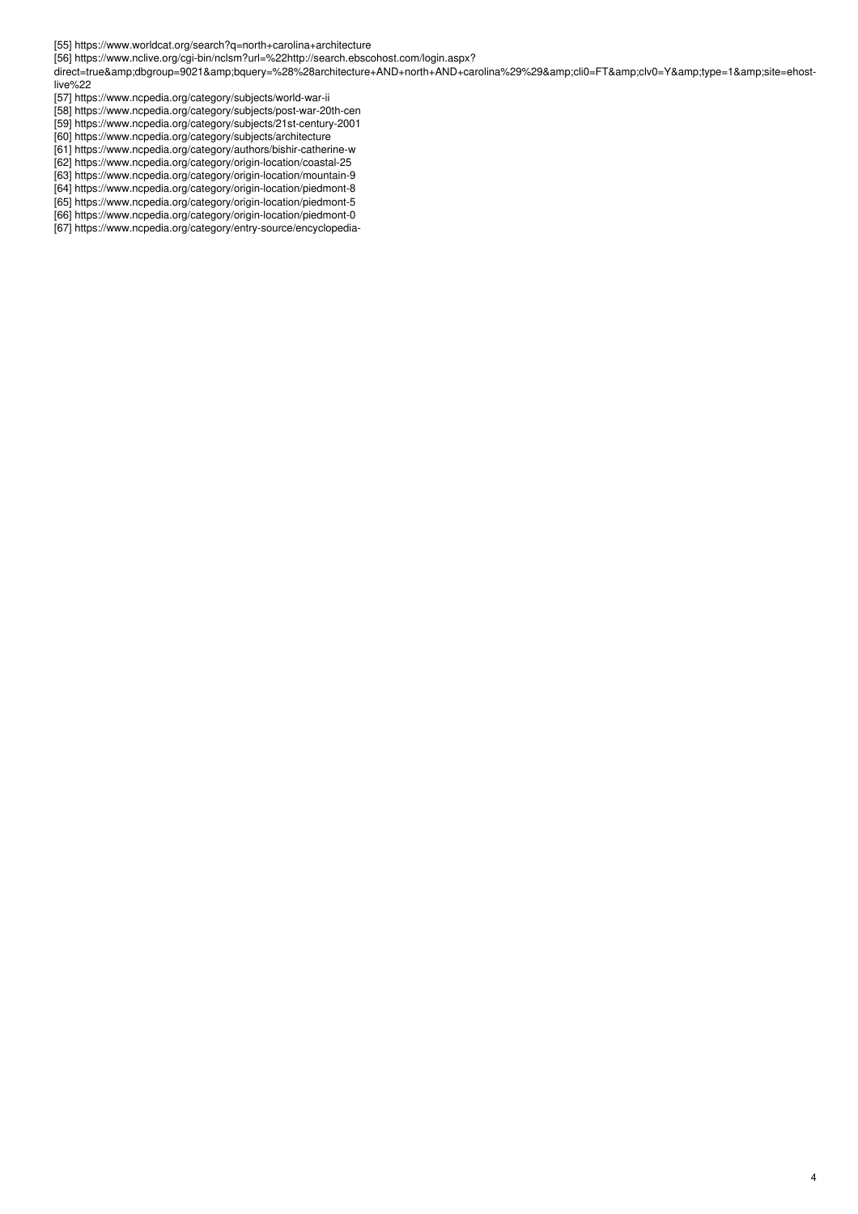[55] https://www.worldcat.org/search?q=north+carolina+architecture
[56] https://www.nclive.org/cgi-bin/nclsm?url=%22http://search.ebscohost.com/login.aspx?direct=true&amp;dbgroup=9021&amp;bquery=%28%28architecture+AND+north+AND+carolina%29%29&amp;cli0=FT&amp;clv0=Y&amp;type=1&amp;site=ehost-live%22
[57] https://www.ncpedia.org/category/subjects/world-war-ii
[58] https://www.ncpedia.org/category/subjects/post-war-20th-cen
[59] https://www.ncpedia.org/category/subjects/21st-century-2001
[60] https://www.ncpedia.org/category/subjects/architecture
[61] https://www.ncpedia.org/category/authors/bishir-catherine-w
[62] https://www.ncpedia.org/category/origin-location/coastal-25
[63] https://www.ncpedia.org/category/origin-location/mountain-9
[64] https://www.ncpedia.org/category/origin-location/piedmont-8
[65] https://www.ncpedia.org/category/origin-location/piedmont-5
[66] https://www.ncpedia.org/category/origin-location/piedmont-0
[67] https://www.ncpedia.org/category/entry-source/encyclopedia-